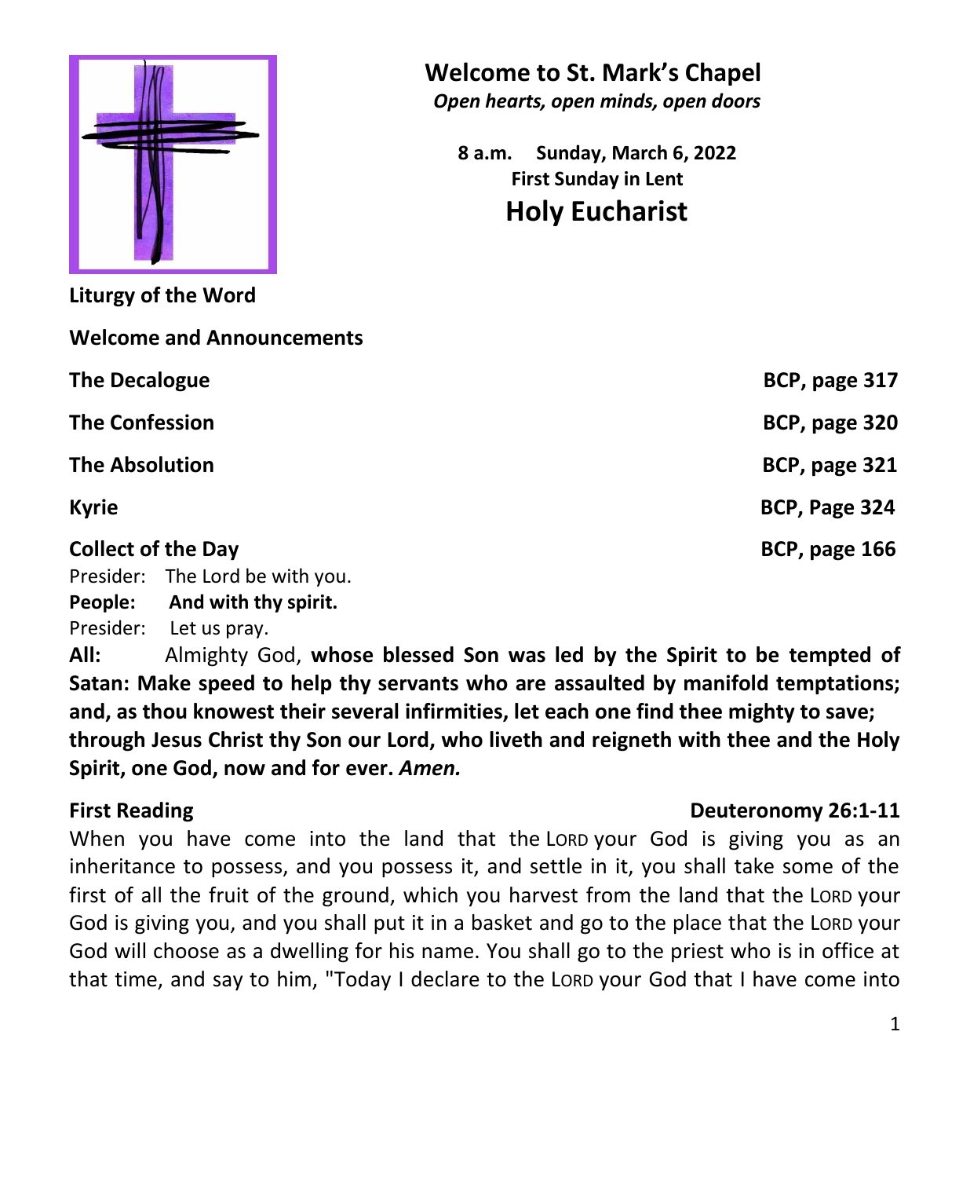# Welcome to St. Mark's Chapel

***Open hearts, open minds, open doors***

**8 a.m. Sunday, March 6, 2022**
**First Sunday in Lent**

## Holy Eucharist

**Liturgy of the Word**

**Welcome and Announcements**

**The Decalogue** **BCP, page 317**

**The Confession** **BCP, page 320**

**The Absolution** **BCP, page 321**

**Kyrie** **BCP, Page 324**

**Collect of the Day** **BCP, page 166**

Presider: The Lord be with you.
**People: And with thy spirit.**
Presider: Let us pray.
**All:** Almighty God, **whose blessed Son was led by the Spirit to be tempted of Satan: Make speed to help thy servants who are assaulted by manifold temptations; and, as thou knowest their several infirmities, let each one find thee mighty to save; through Jesus Christ thy Son our Lord, who liveth and reigneth with thee and the Holy Spirit, one God, now and for ever. *Amen.***

**First Reading** **Deuteronomy 26:1-11**

When you have come into the land that the LORD your God is giving you as an inheritance to possess, and you possess it, and settle in it, you shall take some of the first of all the fruit of the ground, which you harvest from the land that the LORD your God is giving you, and you shall put it in a basket and go to the place that the LORD your God will choose as a dwelling for his name. You shall go to the priest who is in office at that time, and say to him, "Today I declare to the LORD your God that I have come into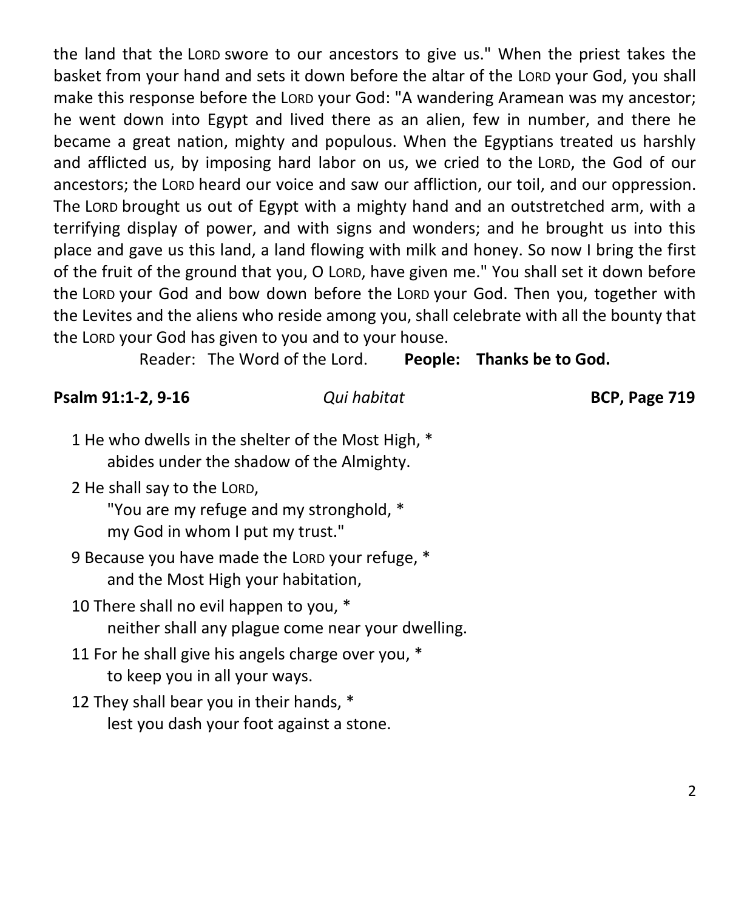the land that the LORD swore to our ancestors to give us." When the priest takes the basket from your hand and sets it down before the altar of the LORD your God, you shall make this response before the LORD your God: "A wandering Aramean was my ancestor; he went down into Egypt and lived there as an alien, few in number, and there he became a great nation, mighty and populous. When the Egyptians treated us harshly and afflicted us, by imposing hard labor on us, we cried to the LORD, the God of our ancestors; the LORD heard our voice and saw our affliction, our toil, and our oppression. The LORD brought us out of Egypt with a mighty hand and an outstretched arm, with a terrifying display of power, and with signs and wonders; and he brought us into this place and gave us this land, a land flowing with milk and honey. So now I bring the first of the fruit of the ground that you, O LORD, have given me." You shall set it down before the LORD your God and bow down before the LORD your God. Then you, together with the Levites and the aliens who reside among you, shall celebrate with all the bounty that the LORD your God has given to you and to your house.

Reader: The Word of the Lord. **People: Thanks be to God.**

**Psalm 91:1-2, 9-16** *Qui habitat* **BCP, Page 719**

1 He who dwells in the shelter of the Most High, *
abides under the shadow of the Almighty.

2 He shall say to the LORD,
"You are my refuge and my stronghold, *
my God in whom I put my trust."

9 Because you have made the LORD your refuge, *
and the Most High your habitation,

10 There shall no evil happen to you, *
neither shall any plague come near your dwelling.

11 For he shall give his angels charge over you, *
to keep you in all your ways.

12 They shall bear you in their hands, *
lest you dash your foot against a stone.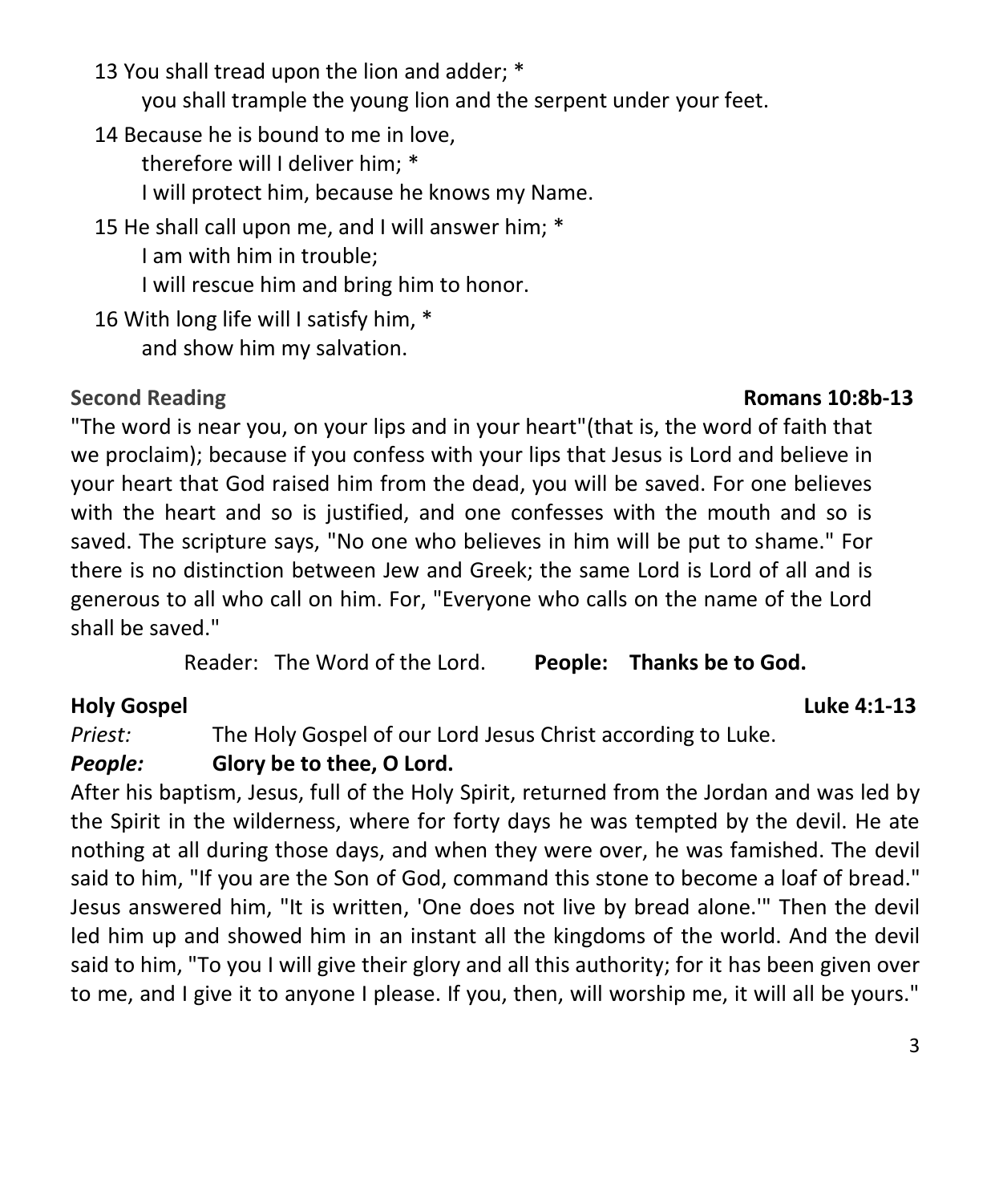13 You shall tread upon the lion and adder; *
  you shall trample the young lion and the serpent under your feet.

14 Because he is bound to me in love,
  therefore will I deliver him; *
  I will protect him, because he knows my Name.

15 He shall call upon me, and I will answer him; *
  I am with him in trouble;
  I will rescue him and bring him to honor.

16 With long life will I satisfy him, *
  and show him my salvation.

**Second Reading** **Romans 10:8b-13**

"The word is near you, on your lips and in your heart"(that is, the word of faith that we proclaim); because if you confess with your lips that Jesus is Lord and believe in your heart that God raised him from the dead, you will be saved. For one believes with the heart and so is justified, and one confesses with the mouth and so is saved. The scripture says, "No one who believes in him will be put to shame." For there is no distinction between Jew and Greek; the same Lord is Lord of all and is generous to all who call on him. For, "Everyone who calls on the name of the Lord shall be saved."

Reader: The Word of the Lord. **People: Thanks be to God.**

**Holy Gospel** **Luke 4:1-13**

*Priest:* The Holy Gospel of our Lord Jesus Christ according to Luke.

***People:*** **Glory be to thee, O Lord.**

After his baptism, Jesus, full of the Holy Spirit, returned from the Jordan and was led by the Spirit in the wilderness, where for forty days he was tempted by the devil. He ate nothing at all during those days, and when they were over, he was famished. The devil said to him, "If you are the Son of God, command this stone to become a loaf of bread." Jesus answered him, "It is written, 'One does not live by bread alone.'" Then the devil led him up and showed him in an instant all the kingdoms of the world. And the devil said to him, "To you I will give their glory and all this authority; for it has been given over to me, and I give it to anyone I please. If you, then, will worship me, it will all be yours."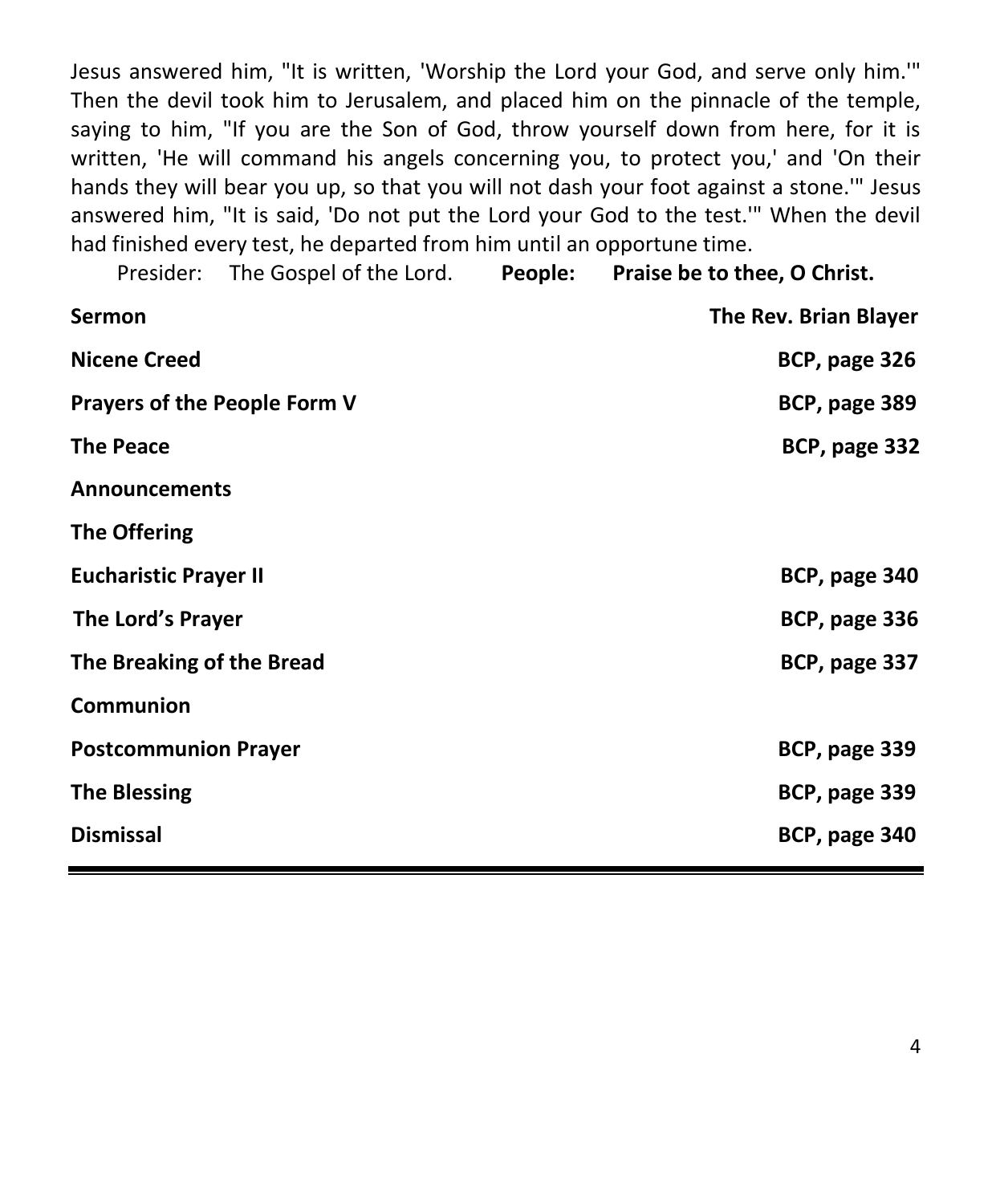Jesus answered him, "It is written, 'Worship the Lord your God, and serve only him.'" Then the devil took him to Jerusalem, and placed him on the pinnacle of the temple, saying to him, "If you are the Son of God, throw yourself down from here, for it is written, 'He will command his angels concerning you, to protect you,' and 'On their hands they will bear you up, so that you will not dash your foot against a stone.'" Jesus answered him, "It is said, 'Do not put the Lord your God to the test.'" When the devil had finished every test, he departed from him until an opportune time.

Presider: The Gospel of the Lord. **People: Praise be to thee, O Christ.**

**Sermon** — **The Rev. Brian Blayer**

**Nicene Creed** — **BCP, page 326**

**Prayers of the People Form V** — **BCP, page 389**

**The Peace** — **BCP, page 332**

**Announcements**

**The Offering**

**Eucharistic Prayer II** — **BCP, page 340**

**The Lord's Prayer** — **BCP, page 336**

**The Breaking of the Bread** — **BCP, page 337**

**Communion**

**Postcommunion Prayer** — **BCP, page 339**

**The Blessing** — **BCP, page 339**

**Dismissal** — **BCP, page 340**